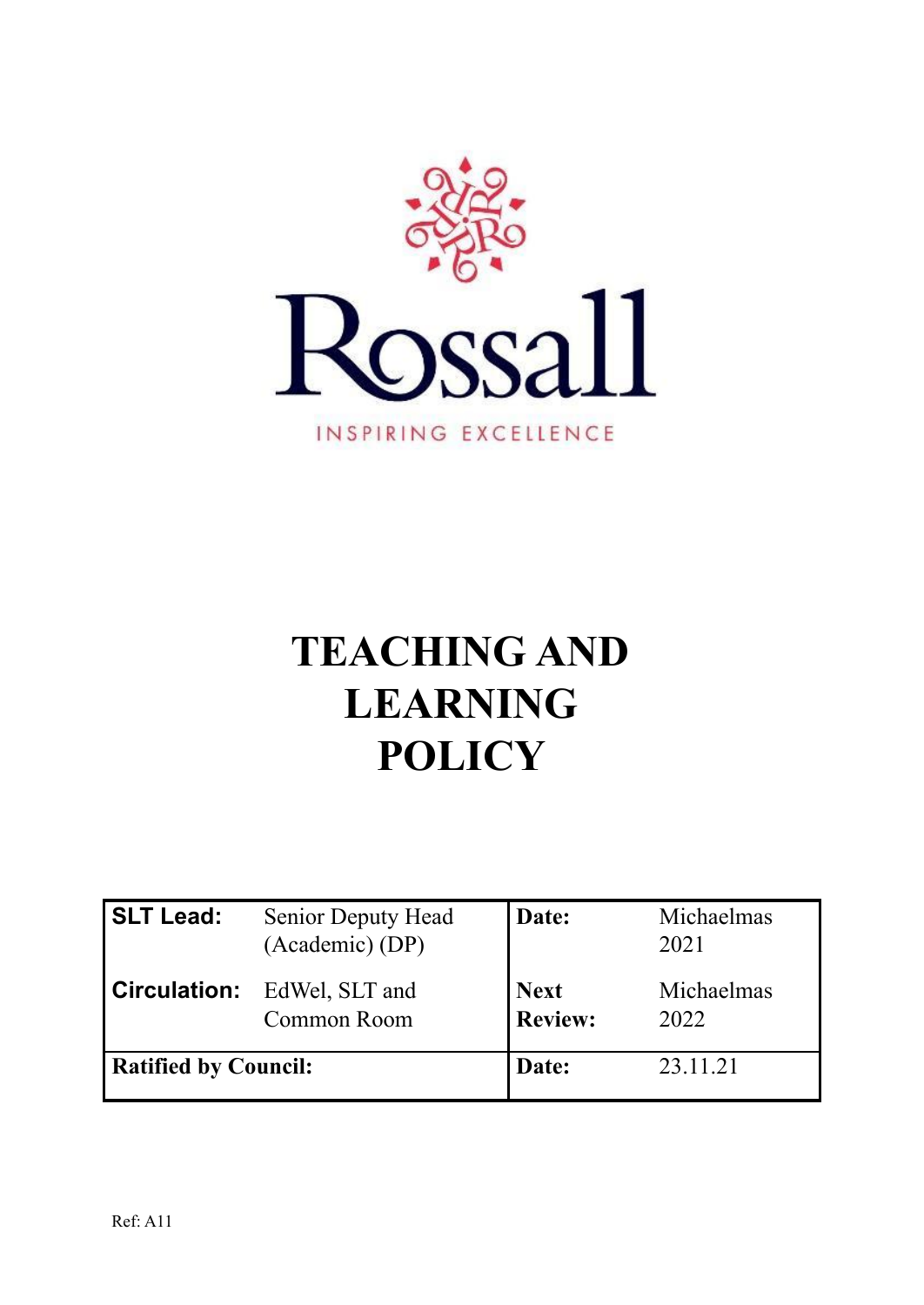Rossall

INSPIRING EXCELLENCE

# TEACHING AND LEARNING POLICY

| **SLT Lead:** | Senior Deputy Head (Academic) (DP) | **Date:** | Michaelmas 2021 |
|---|---|---|---|
| **Circulation:** | EdWel, SLT and Common Room | **Next Review:** | Michaelmas 2022 |
| **Ratified by Council:** | | **Date:** | 23.11.21 |

Ref: A11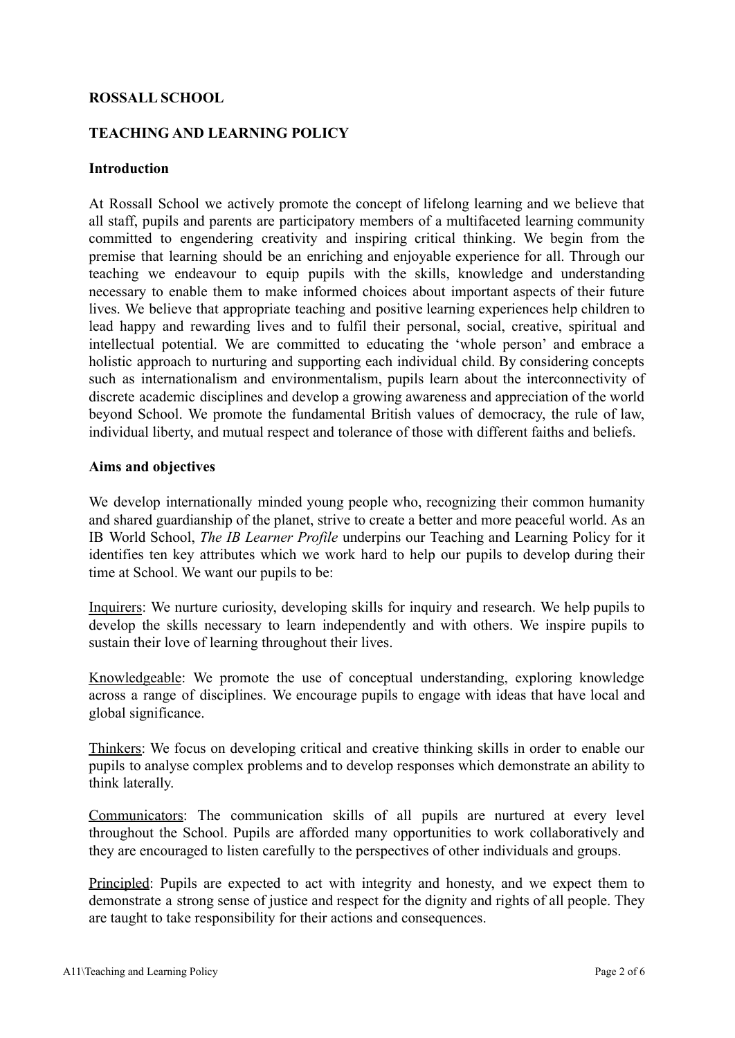**ROSSALL SCHOOL**

**TEACHING AND LEARNING POLICY**

**Introduction**

At Rossall School we actively promote the concept of lifelong learning and we believe that all staff, pupils and parents are participatory members of a multifaceted learning community committed to engendering creativity and inspiring critical thinking. We begin from the premise that learning should be an enriching and enjoyable experience for all. Through our teaching we endeavour to equip pupils with the skills, knowledge and understanding necessary to enable them to make informed choices about important aspects of their future lives. We believe that appropriate teaching and positive learning experiences help children to lead happy and rewarding lives and to fulfil their personal, social, creative, spiritual and intellectual potential. We are committed to educating the 'whole person' and embrace a holistic approach to nurturing and supporting each individual child. By considering concepts such as internationalism and environmentalism, pupils learn about the interconnectivity of discrete academic disciplines and develop a growing awareness and appreciation of the world beyond School. We promote the fundamental British values of democracy, the rule of law, individual liberty, and mutual respect and tolerance of those with different faiths and beliefs.

**Aims and objectives**

We develop internationally minded young people who, recognizing their common humanity and shared guardianship of the planet, strive to create a better and more peaceful world. As an IB World School, *The IB Learner Profile* underpins our Teaching and Learning Policy for it identifies ten key attributes which we work hard to help our pupils to develop during their time at School. We want our pupils to be:

<u>Inquirers</u>: We nurture curiosity, developing skills for inquiry and research. We help pupils to develop the skills necessary to learn independently and with others. We inspire pupils to sustain their love of learning throughout their lives.

<u>Knowledgeable</u>: We promote the use of conceptual understanding, exploring knowledge across a range of disciplines. We encourage pupils to engage with ideas that have local and global significance.

<u>Thinkers</u>: We focus on developing critical and creative thinking skills in order to enable our pupils to analyse complex problems and to develop responses which demonstrate an ability to think laterally.

<u>Communicators</u>: The communication skills of all pupils are nurtured at every level throughout the School. Pupils are afforded many opportunities to work collaboratively and they are encouraged to listen carefully to the perspectives of other individuals and groups.

<u>Principled</u>: Pupils are expected to act with integrity and honesty, and we expect them to demonstrate a strong sense of justice and respect for the dignity and rights of all people. They are taught to take responsibility for their actions and consequences.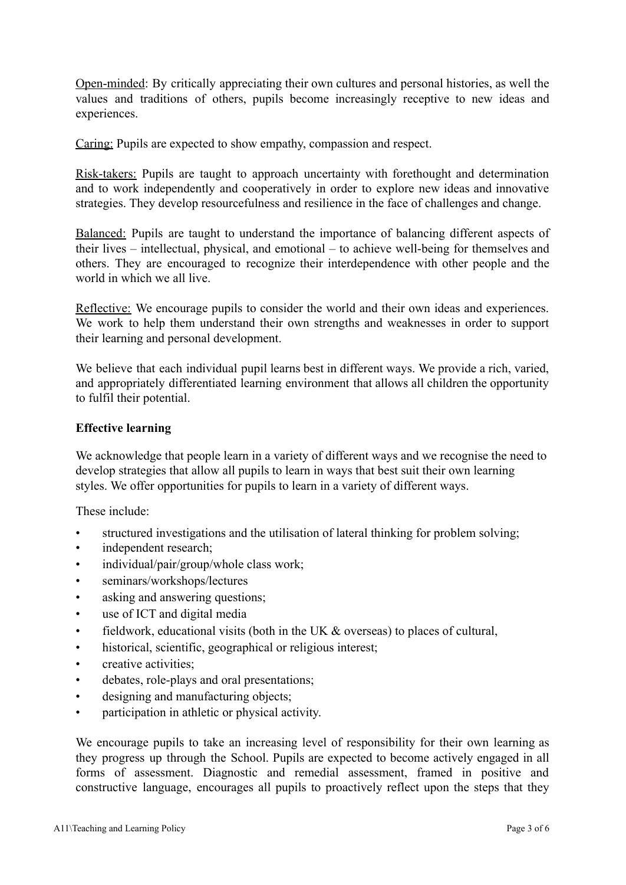Open-minded: By critically appreciating their own cultures and personal histories, as well the values and traditions of others, pupils become increasingly receptive to new ideas and experiences.

Caring: Pupils are expected to show empathy, compassion and respect.

Risk-takers: Pupils are taught to approach uncertainty with forethought and determination and to work independently and cooperatively in order to explore new ideas and innovative strategies. They develop resourcefulness and resilience in the face of challenges and change.

Balanced: Pupils are taught to understand the importance of balancing different aspects of their lives – intellectual, physical, and emotional – to achieve well-being for themselves and others. They are encouraged to recognize their interdependence with other people and the world in which we all live.

Reflective: We encourage pupils to consider the world and their own ideas and experiences. We work to help them understand their own strengths and weaknesses in order to support their learning and personal development.

We believe that each individual pupil learns best in different ways. We provide a rich, varied, and appropriately differentiated learning environment that allows all children the opportunity to fulfil their potential.

**Effective learning**

We acknowledge that people learn in a variety of different ways and we recognise the need to develop strategies that allow all pupils to learn in ways that best suit their own learning styles. We offer opportunities for pupils to learn in a variety of different ways.

These include:

- structured investigations and the utilisation of lateral thinking for problem solving;
- independent research;
- individual/pair/group/whole class work;
- seminars/workshops/lectures
- asking and answering questions;
- use of ICT and digital media
- fieldwork, educational visits (both in the UK & overseas) to places of cultural,
- historical, scientific, geographical or religious interest;
- creative activities;
- debates, role-plays and oral presentations;
- designing and manufacturing objects;
- participation in athletic or physical activity.

We encourage pupils to take an increasing level of responsibility for their own learning as they progress up through the School. Pupils are expected to become actively engaged in all forms of assessment. Diagnostic and remedial assessment, framed in positive and constructive language, encourages all pupils to proactively reflect upon the steps that they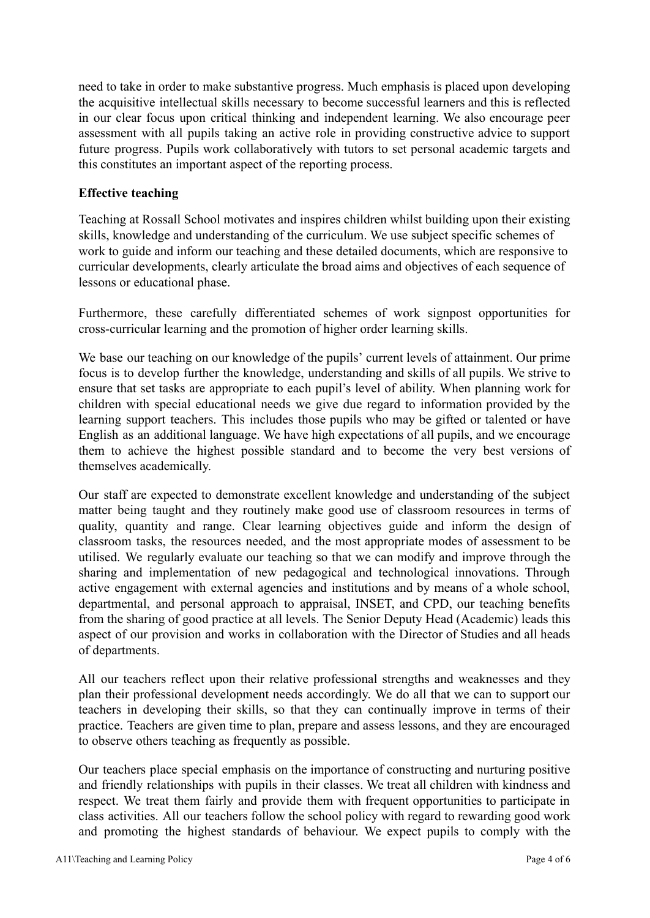need to take in order to make substantive progress. Much emphasis is placed upon developing the acquisitive intellectual skills necessary to become successful learners and this is reflected in our clear focus upon critical thinking and independent learning. We also encourage peer assessment with all pupils taking an active role in providing constructive advice to support future progress. Pupils work collaboratively with tutors to set personal academic targets and this constitutes an important aspect of the reporting process.

**Effective teaching**

Teaching at Rossall School motivates and inspires children whilst building upon their existing skills, knowledge and understanding of the curriculum. We use subject specific schemes of work to guide and inform our teaching and these detailed documents, which are responsive to curricular developments, clearly articulate the broad aims and objectives of each sequence of lessons or educational phase.

Furthermore, these carefully differentiated schemes of work signpost opportunities for cross-curricular learning and the promotion of higher order learning skills.

We base our teaching on our knowledge of the pupils' current levels of attainment. Our prime focus is to develop further the knowledge, understanding and skills of all pupils. We strive to ensure that set tasks are appropriate to each pupil's level of ability. When planning work for children with special educational needs we give due regard to information provided by the learning support teachers. This includes those pupils who may be gifted or talented or have English as an additional language. We have high expectations of all pupils, and we encourage them to achieve the highest possible standard and to become the very best versions of themselves academically.

Our staff are expected to demonstrate excellent knowledge and understanding of the subject matter being taught and they routinely make good use of classroom resources in terms of quality, quantity and range. Clear learning objectives guide and inform the design of classroom tasks, the resources needed, and the most appropriate modes of assessment to be utilised. We regularly evaluate our teaching so that we can modify and improve through the sharing and implementation of new pedagogical and technological innovations. Through active engagement with external agencies and institutions and by means of a whole school, departmental, and personal approach to appraisal, INSET, and CPD, our teaching benefits from the sharing of good practice at all levels. The Senior Deputy Head (Academic) leads this aspect of our provision and works in collaboration with the Director of Studies and all heads of departments.

All our teachers reflect upon their relative professional strengths and weaknesses and they plan their professional development needs accordingly. We do all that we can to support our teachers in developing their skills, so that they can continually improve in terms of their practice. Teachers are given time to plan, prepare and assess lessons, and they are encouraged to observe others teaching as frequently as possible.

Our teachers place special emphasis on the importance of constructing and nurturing positive and friendly relationships with pupils in their classes. We treat all children with kindness and respect. We treat them fairly and provide them with frequent opportunities to participate in class activities. All our teachers follow the school policy with regard to rewarding good work and promoting the highest standards of behaviour. We expect pupils to comply with the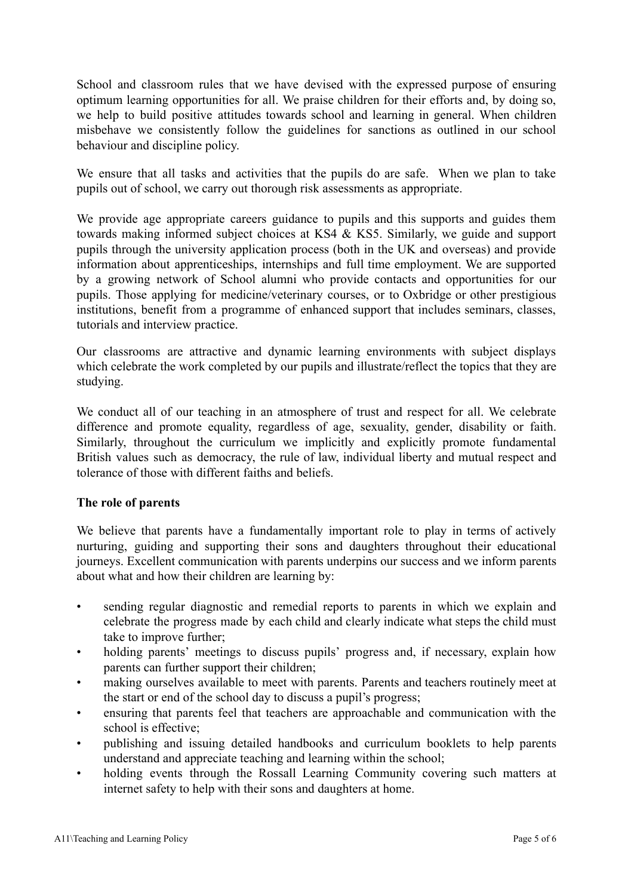School and classroom rules that we have devised with the expressed purpose of ensuring optimum learning opportunities for all. We praise children for their efforts and, by doing so, we help to build positive attitudes towards school and learning in general. When children misbehave we consistently follow the guidelines for sanctions as outlined in our school behaviour and discipline policy.

We ensure that all tasks and activities that the pupils do are safe. When we plan to take pupils out of school, we carry out thorough risk assessments as appropriate.

We provide age appropriate careers guidance to pupils and this supports and guides them towards making informed subject choices at KS4 & KS5. Similarly, we guide and support pupils through the university application process (both in the UK and overseas) and provide information about apprenticeships, internships and full time employment. We are supported by a growing network of School alumni who provide contacts and opportunities for our pupils. Those applying for medicine/veterinary courses, or to Oxbridge or other prestigious institutions, benefit from a programme of enhanced support that includes seminars, classes, tutorials and interview practice.

Our classrooms are attractive and dynamic learning environments with subject displays which celebrate the work completed by our pupils and illustrate/reflect the topics that they are studying.

We conduct all of our teaching in an atmosphere of trust and respect for all. We celebrate difference and promote equality, regardless of age, sexuality, gender, disability or faith. Similarly, throughout the curriculum we implicitly and explicitly promote fundamental British values such as democracy, the rule of law, individual liberty and mutual respect and tolerance of those with different faiths and beliefs.

**The role of parents**

We believe that parents have a fundamentally important role to play in terms of actively nurturing, guiding and supporting their sons and daughters throughout their educational journeys. Excellent communication with parents underpins our success and we inform parents about what and how their children are learning by:

- sending regular diagnostic and remedial reports to parents in which we explain and celebrate the progress made by each child and clearly indicate what steps the child must take to improve further;
- holding parents' meetings to discuss pupils' progress and, if necessary, explain how parents can further support their children;
- making ourselves available to meet with parents. Parents and teachers routinely meet at the start or end of the school day to discuss a pupil's progress;
- ensuring that parents feel that teachers are approachable and communication with the school is effective;
- publishing and issuing detailed handbooks and curriculum booklets to help parents understand and appreciate teaching and learning within the school;
- holding events through the Rossall Learning Community covering such matters at internet safety to help with their sons and daughters at home.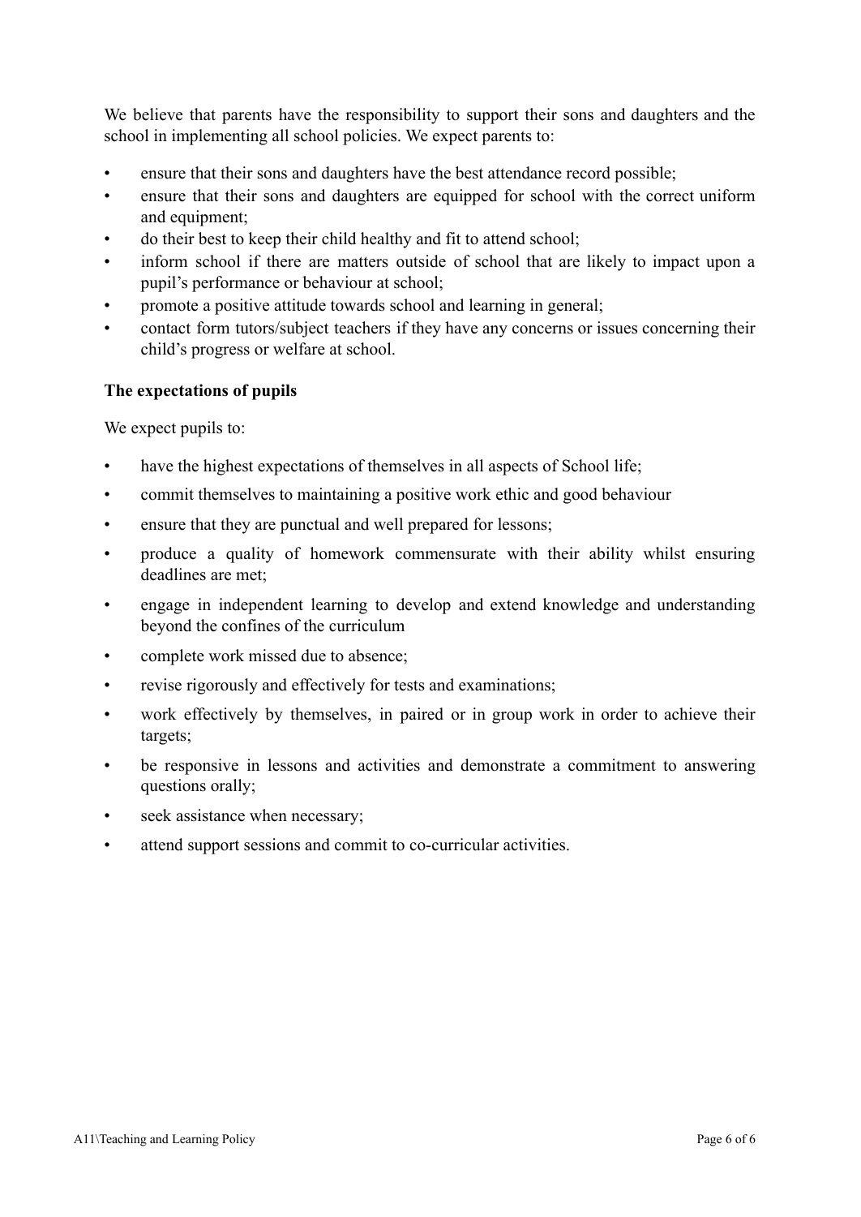We believe that parents have the responsibility to support their sons and daughters and the school in implementing all school policies. We expect parents to:

- ensure that their sons and daughters have the best attendance record possible;
- ensure that their sons and daughters are equipped for school with the correct uniform and equipment;
- do their best to keep their child healthy and fit to attend school;
- inform school if there are matters outside of school that are likely to impact upon a pupil's performance or behaviour at school;
- promote a positive attitude towards school and learning in general;
- contact form tutors/subject teachers if they have any concerns or issues concerning their child's progress or welfare at school.

**The expectations of pupils**

We expect pupils to:

- have the highest expectations of themselves in all aspects of School life;
- commit themselves to maintaining a positive work ethic and good behaviour
- ensure that they are punctual and well prepared for lessons;
- produce a quality of homework commensurate with their ability whilst ensuring deadlines are met;
- engage in independent learning to develop and extend knowledge and understanding beyond the confines of the curriculum
- complete work missed due to absence;
- revise rigorously and effectively for tests and examinations;
- work effectively by themselves, in paired or in group work in order to achieve their targets;
- be responsive in lessons and activities and demonstrate a commitment to answering questions orally;
- seek assistance when necessary;
- attend support sessions and commit to co-curricular activities.